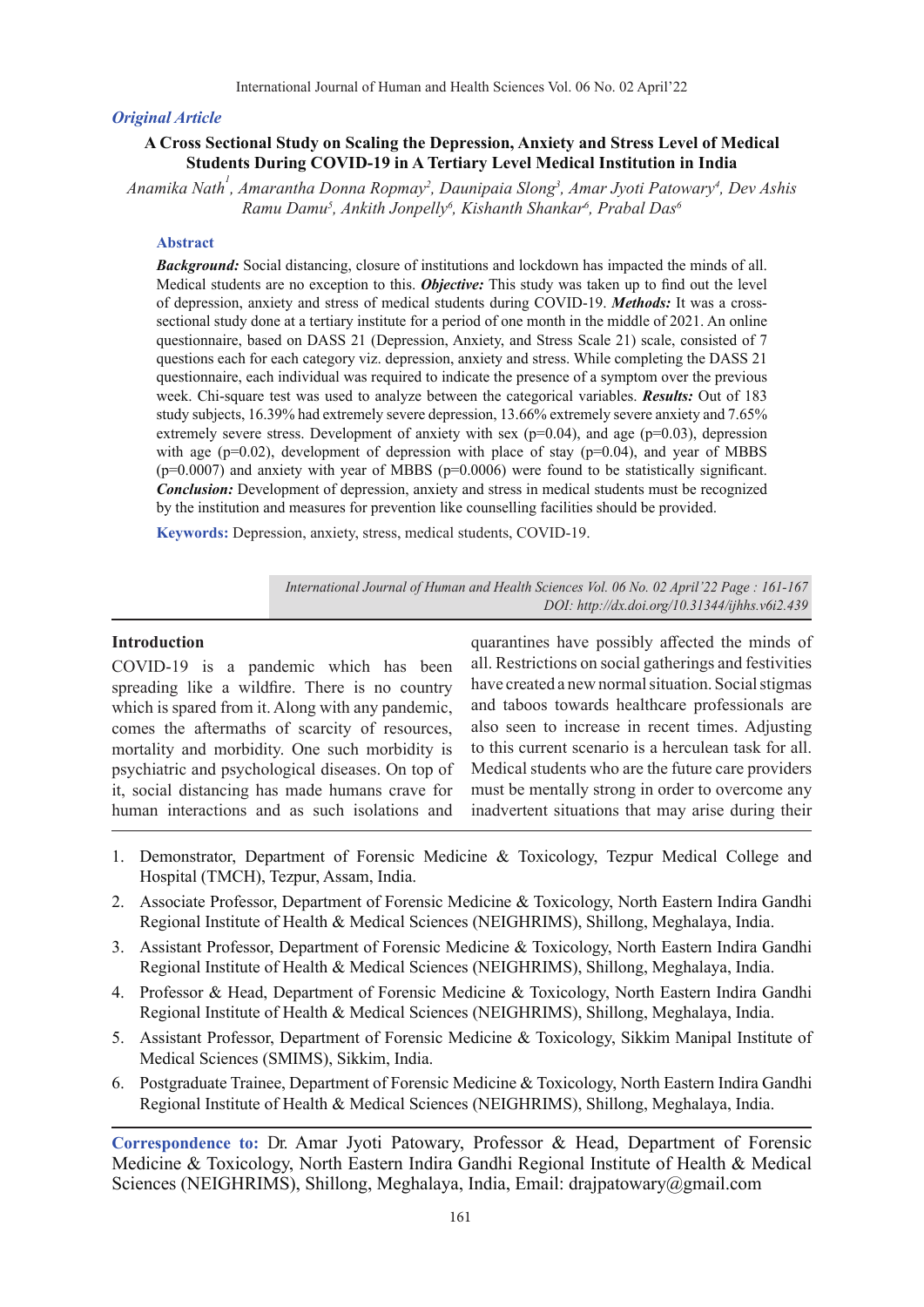*Original Article*

# A Cross Sectional Study on Scaling the Depression, Anxiety and Stress Level of Medical Students During COVID-19 in A Tertiary Level Medical Institution in India

*Anamika Nath[1], Amarantha Donna Ropmay[2], Daunipaia Slong[3], Amar Jyoti Patowary[4], Dev Ashis Ramu Damu[5], Ankith Jonpelly[6], Kishanth Shankar[6], Prabal Das[6]*

## Abstract

***Background:*** Social distancing, closure of institutions and lockdown has impacted the minds of all. Medical students are no exception to this. ***Objective:*** This study was taken up to find out the level of depression, anxiety and stress of medical students during COVID-19. ***Methods:*** It was a cross-sectional study done at a tertiary institute for a period of one month in the middle of 2021. An online questionnaire, based on DASS 21 (Depression, Anxiety, and Stress Scale 21) scale, consisted of 7 questions each for each category viz. depression, anxiety and stress. While completing the DASS 21 questionnaire, each individual was required to indicate the presence of a symptom over the previous week. Chi-square test was used to analyze between the categorical variables. ***Results:*** Out of 183 study subjects, 16.39% had extremely severe depression, 13.66% extremely severe anxiety and 7.65% extremely severe stress. Development of anxiety with sex ($p=0.04$), and age ($p=0.03$), depression with age ($p=0.02$), development of depression with place of stay ($p=0.04$), and year of MBBS ($p=0.0007$) and anxiety with year of MBBS ($p=0.0006$) were found to be statistically significant. ***Conclusion:*** Development of depression, anxiety and stress in medical students must be recognized by the institution and measures for prevention like counselling facilities should be provided.

**Keywords:** Depression, anxiety, stress, medical students, COVID-19.

*DOI: http://dx.doi.org/10.31344/ijhhs.v6i2.439*

## Introduction

COVID-19 is a pandemic which has been spreading like a wildfire. There is no country which is spared from it. Along with any pandemic, comes the aftermaths of scarcity of resources, mortality and morbidity. One such morbidity is psychiatric and psychological diseases. On top of it, social distancing has made humans crave for human interactions and as such isolations and quarantines have possibly affected the minds of all. Restrictions on social gatherings and festivities have created a new normal situation. Social stigmas and taboos towards healthcare professionals are also seen to increase in recent times. Adjusting to this current scenario is a herculean task for all. Medical students who are the future care providers must be mentally strong in order to overcome any inadvertent situations that may arise during their

1. Demonstrator, Department of Forensic Medicine & Toxicology, Tezpur Medical College and Hospital (TMCH), Tezpur, Assam, India.
2. Associate Professor, Department of Forensic Medicine & Toxicology, North Eastern Indira Gandhi Regional Institute of Health & Medical Sciences (NEIGHRIMS), Shillong, Meghalaya, India.
3. Assistant Professor, Department of Forensic Medicine & Toxicology, North Eastern Indira Gandhi Regional Institute of Health & Medical Sciences (NEIGHRIMS), Shillong, Meghalaya, India.
4. Professor & Head, Department of Forensic Medicine & Toxicology, North Eastern Indira Gandhi Regional Institute of Health & Medical Sciences (NEIGHRIMS), Shillong, Meghalaya, India.
5. Assistant Professor, Department of Forensic Medicine & Toxicology, Sikkim Manipal Institute of Medical Sciences (SMIMS), Sikkim, India.
6. Postgraduate Trainee, Department of Forensic Medicine & Toxicology, North Eastern Indira Gandhi Regional Institute of Health & Medical Sciences (NEIGHRIMS), Shillong, Meghalaya, India.

**Correspondence to:** Dr. Amar Jyoti Patowary, Professor & Head, Department of Forensic Medicine & Toxicology, North Eastern Indira Gandhi Regional Institute of Health & Medical Sciences (NEIGHRIMS), Shillong, Meghalaya, India, Email: drajpatowary@gmail.com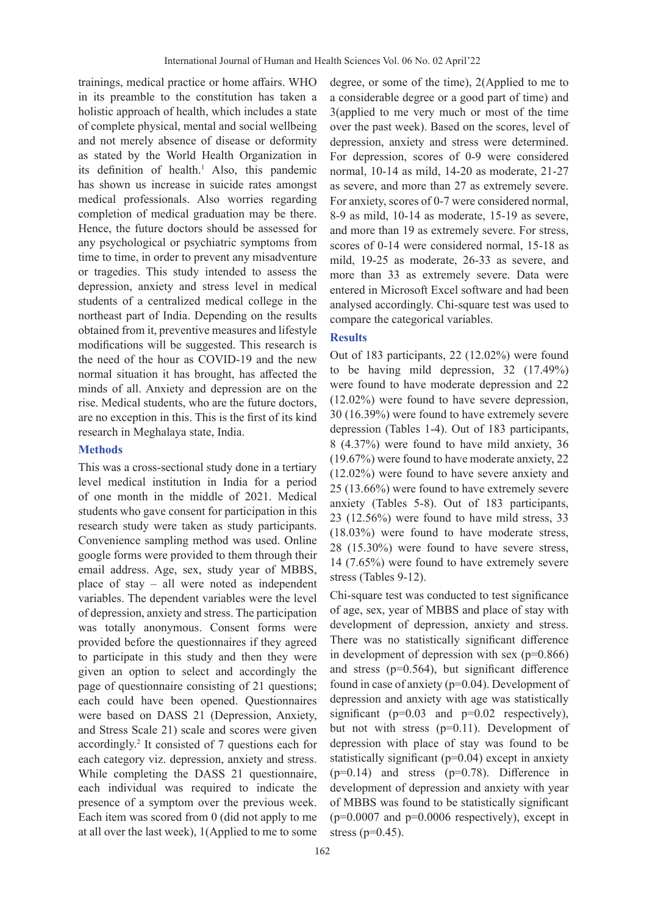trainings, medical practice or home affairs. WHO in its preamble to the constitution has taken a holistic approach of health, which includes a state of complete physical, mental and social wellbeing and not merely absence of disease or deformity as stated by the World Health Organization in its definition of health.[1] Also, this pandemic has shown us increase in suicide rates amongst medical professionals. Also worries regarding completion of medical graduation may be there. Hence, the future doctors should be assessed for any psychological or psychiatric symptoms from time to time, in order to prevent any misadventure or tragedies. This study intended to assess the depression, anxiety and stress level in medical students of a centralized medical college in the northeast part of India. Depending on the results obtained from it, preventive measures and lifestyle modifications will be suggested. This research is the need of the hour as COVID-19 and the new normal situation it has brought, has affected the minds of all. Anxiety and depression are on the rise. Medical students, who are the future doctors, are no exception in this. This is the first of its kind research in Meghalaya state, India.

## Methods

This was a cross-sectional study done in a tertiary level medical institution in India for a period of one month in the middle of 2021. Medical students who gave consent for participation in this research study were taken as study participants. Convenience sampling method was used. Online google forms were provided to them through their email address. Age, sex, study year of MBBS, place of stay – all were noted as independent variables. The dependent variables were the level of depression, anxiety and stress. The participation was totally anonymous. Consent forms were provided before the questionnaires if they agreed to participate in this study and then they were given an option to select and accordingly the page of questionnaire consisting of 21 questions; each could have been opened. Questionnaires were based on DASS 21 (Depression, Anxiety, and Stress Scale 21) scale and scores were given accordingly.[2] It consisted of 7 questions each for each category viz. depression, anxiety and stress. While completing the DASS 21 questionnaire, each individual was required to indicate the presence of a symptom over the previous week. Each item was scored from 0 (did not apply to me at all over the last week), 1(Applied to me to some degree, or some of the time), 2(Applied to me to a considerable degree or a good part of time) and 3(applied to me very much or most of the time over the past week). Based on the scores, level of depression, anxiety and stress were determined. For depression, scores of 0-9 were considered normal, 10-14 as mild, 14-20 as moderate, 21-27 as severe, and more than 27 as extremely severe. For anxiety, scores of 0-7 were considered normal, 8-9 as mild, 10-14 as moderate, 15-19 as severe, and more than 19 as extremely severe. For stress, scores of 0-14 were considered normal, 15-18 as mild, 19-25 as moderate, 26-33 as severe, and more than 33 as extremely severe. Data were entered in Microsoft Excel software and had been analysed accordingly. Chi-square test was used to compare the categorical variables.

## Results

Out of 183 participants, 22 (12.02%) were found to be having mild depression, 32 (17.49%) were found to have moderate depression and 22 (12.02%) were found to have severe depression, 30 (16.39%) were found to have extremely severe depression (Tables 1-4). Out of 183 participants, 8 (4.37%) were found to have mild anxiety, 36 (19.67%) were found to have moderate anxiety, 22 (12.02%) were found to have severe anxiety and 25 (13.66%) were found to have extremely severe anxiety (Tables 5-8). Out of 183 participants, 23 (12.56%) were found to have mild stress, 33 (18.03%) were found to have moderate stress, 28 (15.30%) were found to have severe stress, 14 (7.65%) were found to have extremely severe stress (Tables 9-12).

Chi-square test was conducted to test significance of age, sex, year of MBBS and place of stay with development of depression, anxiety and stress. There was no statistically significant difference in development of depression with sex ($p=0.866$) and stress ($p=0.564$), but significant difference found in case of anxiety ($p=0.04$). Development of depression and anxiety with age was statistically significant ($p=0.03$ and $p=0.02$ respectively), but not with stress ($p=0.11$). Development of depression with place of stay was found to be statistically significant ($p=0.04$) except in anxiety ($p=0.14$) and stress ($p=0.78$). Difference in development of depression and anxiety with year of MBBS was found to be statistically significant ($p=0.0007$ and $p=0.0006$ respectively), except in stress ($p=0.45$).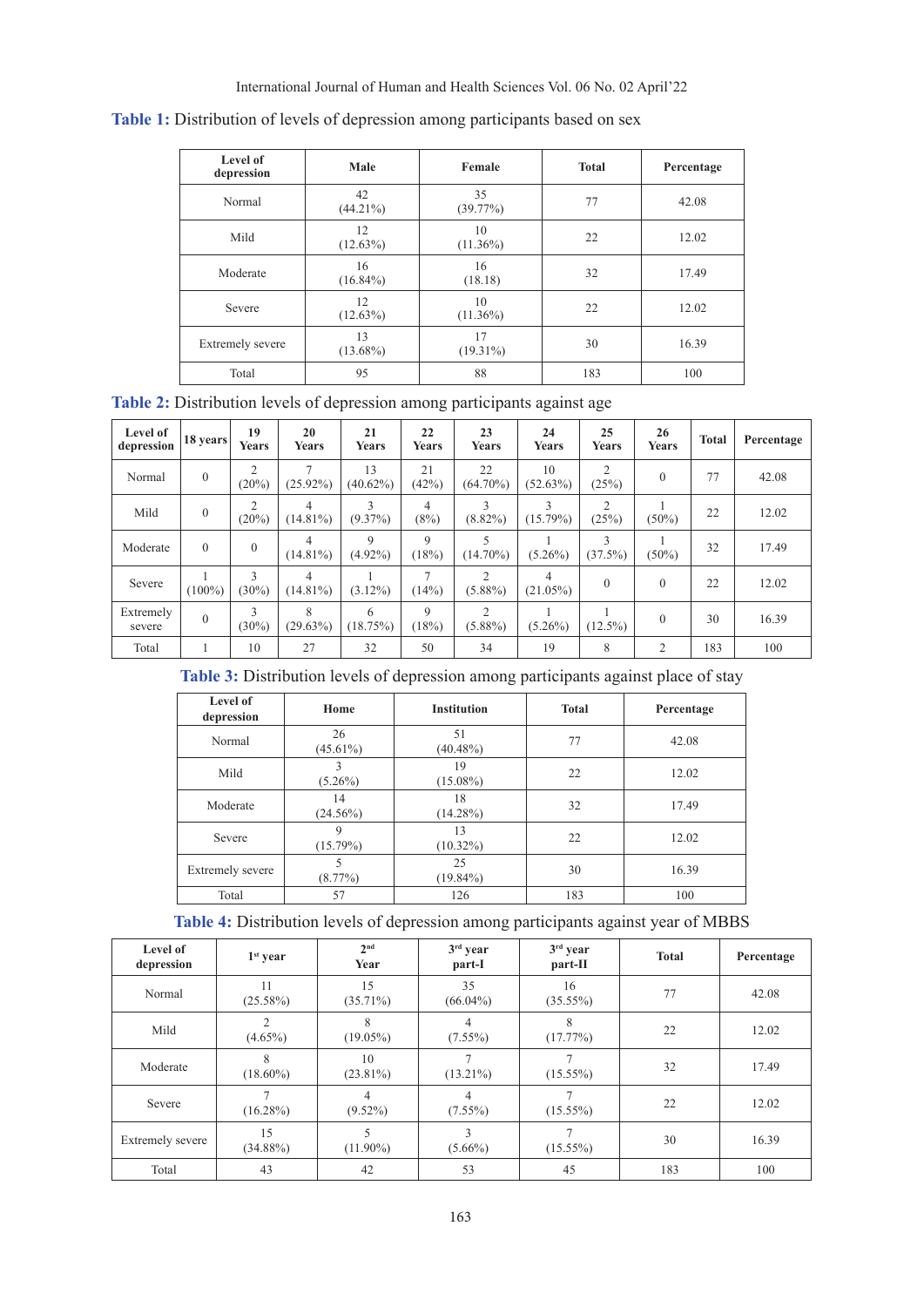**Table 1:** Distribution of levels of depression among participants based on sex

| Level of depression | Male | Female | Total | Percentage |
|---|---|---|---|---|
| Normal | 42 (44.21%) | 35 (39.77%) | 77 | 42.08 |
| Mild | 12 (12.63%) | 10 (11.36%) | 22 | 12.02 |
| Moderate | 16 (16.84%) | 16 (18.18) | 32 | 17.49 |
| Severe | 12 (12.63%) | 10 (11.36%) | 22 | 12.02 |
| Extremely severe | 13 (13.68%) | 17 (19.31%) | 30 | 16.39 |
| Total | 95 | 88 | 183 | 100 |

**Table 2:** Distribution levels of depression among participants against age

| Level of depression | 18 years | 19 Years | 20 Years | 21 Years | 22 Years | 23 Years | 24 Years | 25 Years | 26 Years | Total | Percentage |
|---|---|---|---|---|---|---|---|---|---|---|---|
| Normal | 0 | 2 (20%) | 7 (25.92%) | 13 (40.62%) | 21 (42%) | 22 (64.70%) | 10 (52.63%) | 2 (25%) | 0 | 77 | 42.08 |
| Mild | 0 | 2 (20%) | 4 (14.81%) | 3 (9.37%) | 4 (8%) | 3 (8.82%) | 3 (15.79%) | 2 (25%) | 1 (50%) | 22 | 12.02 |
| Moderate | 0 | 0 | 4 (14.81%) | 9 (4.92%) | 9 (18%) | 5 (14.70%) | 1 (5.26%) | 3 (37.5%) | 1 (50%) | 32 | 17.49 |
| Severe | 1 (100%) | 3 (30%) | 4 (14.81%) | 1 (3.12%) | 7 (14%) | 2 (5.88%) | 4 (21.05%) | 0 | 0 | 22 | 12.02 |
| Extremely severe | 0 | 3 (30%) | 8 (29.63%) | 6 (18.75%) | 9 (18%) | 2 (5.88%) | 1 (5.26%) | 1 (12.5%) | 0 | 30 | 16.39 |
| Total | 1 | 10 | 27 | 32 | 50 | 34 | 19 | 8 | 2 | 183 | 100 |

**Table 3:** Distribution levels of depression among participants against place of stay

| Level of depression | Home | Institution | Total | Percentage |
|---|---|---|---|---|
| Normal | 26 (45.61%) | 51 (40.48%) | 77 | 42.08 |
| Mild | 3 (5.26%) | 19 (15.08%) | 22 | 12.02 |
| Moderate | 14 (24.56%) | 18 (14.28%) | 32 | 17.49 |
| Severe | 9 (15.79%) | 13 (10.32%) | 22 | 12.02 |
| Extremely severe | 5 (8.77%) | 25 (19.84%) | 30 | 16.39 |
| Total | 57 | 126 | 183 | 100 |

**Table 4:** Distribution levels of depression among participants against year of MBBS

| Level of depression | 1st year | 2nd Year | 3rd year part-I | 3rd year part-II | Total | Percentage |
|---|---|---|---|---|---|---|
| Normal | 11 (25.58%) | 15 (35.71%) | 35 (66.04%) | 16 (35.55%) | 77 | 42.08 |
| Mild | 2 (4.65%) | 8 (19.05%) | 4 (7.55%) | 8 (17.77%) | 22 | 12.02 |
| Moderate | 8 (18.60%) | 10 (23.81%) | 7 (13.21%) | 7 (15.55%) | 32 | 17.49 |
| Severe | 7 (16.28%) | 4 (9.52%) | 4 (7.55%) | 7 (15.55%) | 22 | 12.02 |
| Extremely severe | 15 (34.88%) | 5 (11.90%) | 3 (5.66%) | 7 (15.55%) | 30 | 16.39 |
| Total | 43 | 42 | 53 | 45 | 183 | 100 |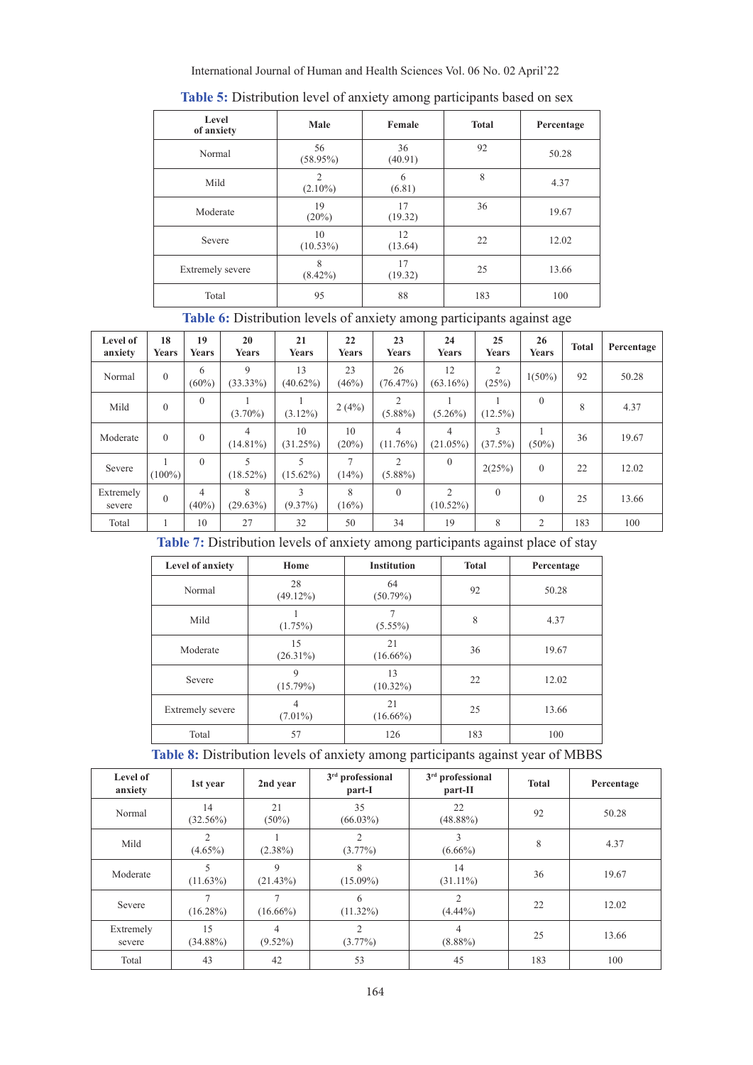**Table 5:** Distribution level of anxiety among participants based on sex

| Level of anxiety | Male | Female | Total | Percentage |
|---|---|---|---|---|
| Normal | 56 (58.95%) | 36 (40.91) | 92 | 50.28 |
| Mild | 2 (2.10%) | 6 (6.81) | 8 | 4.37 |
| Moderate | 19 (20%) | 17 (19.32) | 36 | 19.67 |
| Severe | 10 (10.53%) | 12 (13.64) | 22 | 12.02 |
| Extremely severe | 8 (8.42%) | 17 (19.32) | 25 | 13.66 |
| Total | 95 | 88 | 183 | 100 |

**Table 6:** Distribution levels of anxiety among participants against age

| Level of anxiety | 18 Years | 19 Years | 20 Years | 21 Years | 22 Years | 23 Years | 24 Years | 25 Years | 26 Years | Total | Percentage |
|---|---|---|---|---|---|---|---|---|---|---|---|
| Normal | 0 | 6 (60%) | 9 (33.33%) | 13 (40.62%) | 23 (46%) | 26 (76.47%) | 12 (63.16%) | 2 (25%) | 1(50%) | 92 | 50.28 |
| Mild | 0 | 0 | 1 (3.70%) | 1 (3.12%) | 2 (4%) | 2 (5.88%) | 1 (5.26%) | 1 (12.5%) | 0 | 8 | 4.37 |
| Moderate | 0 | 0 | 4 (14.81%) | 10 (31.25%) | 10 (20%) | 4 (11.76%) | 4 (21.05%) | 3 (37.5%) | 1 (50%) | 36 | 19.67 |
| Severe | 1 (100%) | 0 | 5 (18.52%) | 5 (15.62%) | 7 (14%) | 2 (5.88%) | 0 | 2(25%) | 0 | 22 | 12.02 |
| Extremely severe | 0 | 4 (40%) | 8 (29.63%) | 3 (9.37%) | 8 (16%) | 0 | 2 (10.52%) | 0 | 0 | 25 | 13.66 |
| Total | 1 | 10 | 27 | 32 | 50 | 34 | 19 | 8 | 2 | 183 | 100 |

**Table 7:** Distribution levels of anxiety among participants against place of stay

| Level of anxiety | Home | Institution | Total | Percentage |
|---|---|---|---|---|
| Normal | 28 (49.12%) | 64 (50.79%) | 92 | 50.28 |
| Mild | 1 (1.75%) | 7 (5.55%) | 8 | 4.37 |
| Moderate | 15 (26.31%) | 21 (16.66%) | 36 | 19.67 |
| Severe | 9 (15.79%) | 13 (10.32%) | 22 | 12.02 |
| Extremely severe | 4 (7.01%) | 21 (16.66%) | 25 | 13.66 |
| Total | 57 | 126 | 183 | 100 |

**Table 8:** Distribution levels of anxiety among participants against year of MBBS

| Level of anxiety | 1st year | 2nd year | 3rd professional part-I | 3rd professional part-II | Total | Percentage |
|---|---|---|---|---|---|---|
| Normal | 14 (32.56%) | 21 (50%) | 35 (66.03%) | 22 (48.88%) | 92 | 50.28 |
| Mild | 2 (4.65%) | 1 (2.38%) | 2 (3.77%) | 3 (6.66%) | 8 | 4.37 |
| Moderate | 5 (11.63%) | 9 (21.43%) | 8 (15.09%) | 14 (31.11%) | 36 | 19.67 |
| Severe | 7 (16.28%) | 7 (16.66%) | 6 (11.32%) | 2 (4.44%) | 22 | 12.02 |
| Extremely severe | 15 (34.88%) | 4 (9.52%) | 2 (3.77%) | 4 (8.88%) | 25 | 13.66 |
| Total | 43 | 42 | 53 | 45 | 183 | 100 |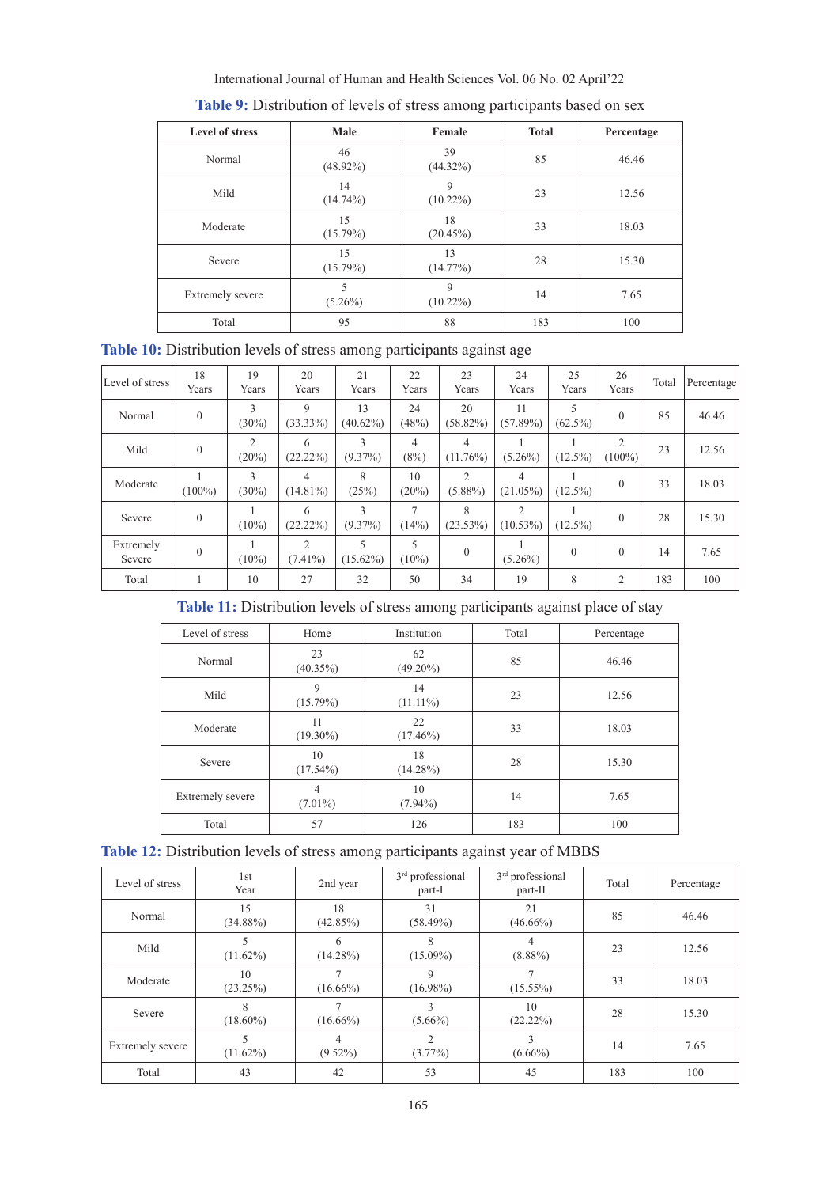**Table 9:** Distribution of levels of stress among participants based on sex

| Level of stress | Male | Female | Total | Percentage |
|---|---|---|---|---|
| Normal | 46 (48.92%) | 39 (44.32%) | 85 | 46.46 |
| Mild | 14 (14.74%) | 9 (10.22%) | 23 | 12.56 |
| Moderate | 15 (15.79%) | 18 (20.45%) | 33 | 18.03 |
| Severe | 15 (15.79%) | 13 (14.77%) | 28 | 15.30 |
| Extremely severe | 5 (5.26%) | 9 (10.22%) | 14 | 7.65 |
| Total | 95 | 88 | 183 | 100 |

**Table 10:** Distribution levels of stress among participants against age

| Level of stress | 18 Years | 19 Years | 20 Years | 21 Years | 22 Years | 23 Years | 24 Years | 25 Years | 26 Years | Total | Percentage |
|---|---|---|---|---|---|---|---|---|---|---|---|
| Normal | 0 | 3 (30%) | 9 (33.33%) | 13 (40.62%) | 24 (48%) | 20 (58.82%) | 11 (57.89%) | 5 (62.5%) | 0 | 85 | 46.46 |
| Mild | 0 | 2 (20%) | 6 (22.22%) | 3 (9.37%) | 4 (8%) | 4 (11.76%) | 1 (5.26%) | 1 (12.5%) | 2 (100%) | 23 | 12.56 |
| Moderate | 1 (100%) | 3 (30%) | 4 (14.81%) | 8 (25%) | 10 (20%) | 2 (5.88%) | 4 (21.05%) | 1 (12.5%) | 0 | 33 | 18.03 |
| Severe | 0 | 1 (10%) | 6 (22.22%) | 3 (9.37%) | 7 (14%) | 8 (23.53%) | 2 (10.53%) | 1 (12.5%) | 0 | 28 | 15.30 |
| Extremely Severe | 0 | 1 (10%) | 2 (7.41%) | 5 (15.62%) | 5 (10%) | 0 | 1 (5.26%) | 0 | 0 | 14 | 7.65 |
| Total | 1 | 10 | 27 | 32 | 50 | 34 | 19 | 8 | 2 | 183 | 100 |

**Table 11:** Distribution levels of stress among participants against place of stay

| Level of stress | Home | Institution | Total | Percentage |
|---|---|---|---|---|
| Normal | 23 (40.35%) | 62 (49.20%) | 85 | 46.46 |
| Mild | 9 (15.79%) | 14 (11.11%) | 23 | 12.56 |
| Moderate | 11 (19.30%) | 22 (17.46%) | 33 | 18.03 |
| Severe | 10 (17.54%) | 18 (14.28%) | 28 | 15.30 |
| Extremely severe | 4 (7.01%) | 10 (7.94%) | 14 | 7.65 |
| Total | 57 | 126 | 183 | 100 |

**Table 12:** Distribution levels of stress among participants against year of MBBS

| Level of stress | 1st Year | 2nd year | 3rd professional part-I | 3rd professional part-II | Total | Percentage |
|---|---|---|---|---|---|---|
| Normal | 15 (34.88%) | 18 (42.85%) | 31 (58.49%) | 21 (46.66%) | 85 | 46.46 |
| Mild | 5 (11.62%) | 6 (14.28%) | 8 (15.09%) | 4 (8.88%) | 23 | 12.56 |
| Moderate | 10 (23.25%) | 7 (16.66%) | 9 (16.98%) | 7 (15.55%) | 33 | 18.03 |
| Severe | 8 (18.60%) | 7 (16.66%) | 3 (5.66%) | 10 (22.22%) | 28 | 15.30 |
| Extremely severe | 5 (11.62%) | 4 (9.52%) | 2 (3.77%) | 3 (6.66%) | 14 | 7.65 |
| Total | 43 | 42 | 53 | 45 | 183 | 100 |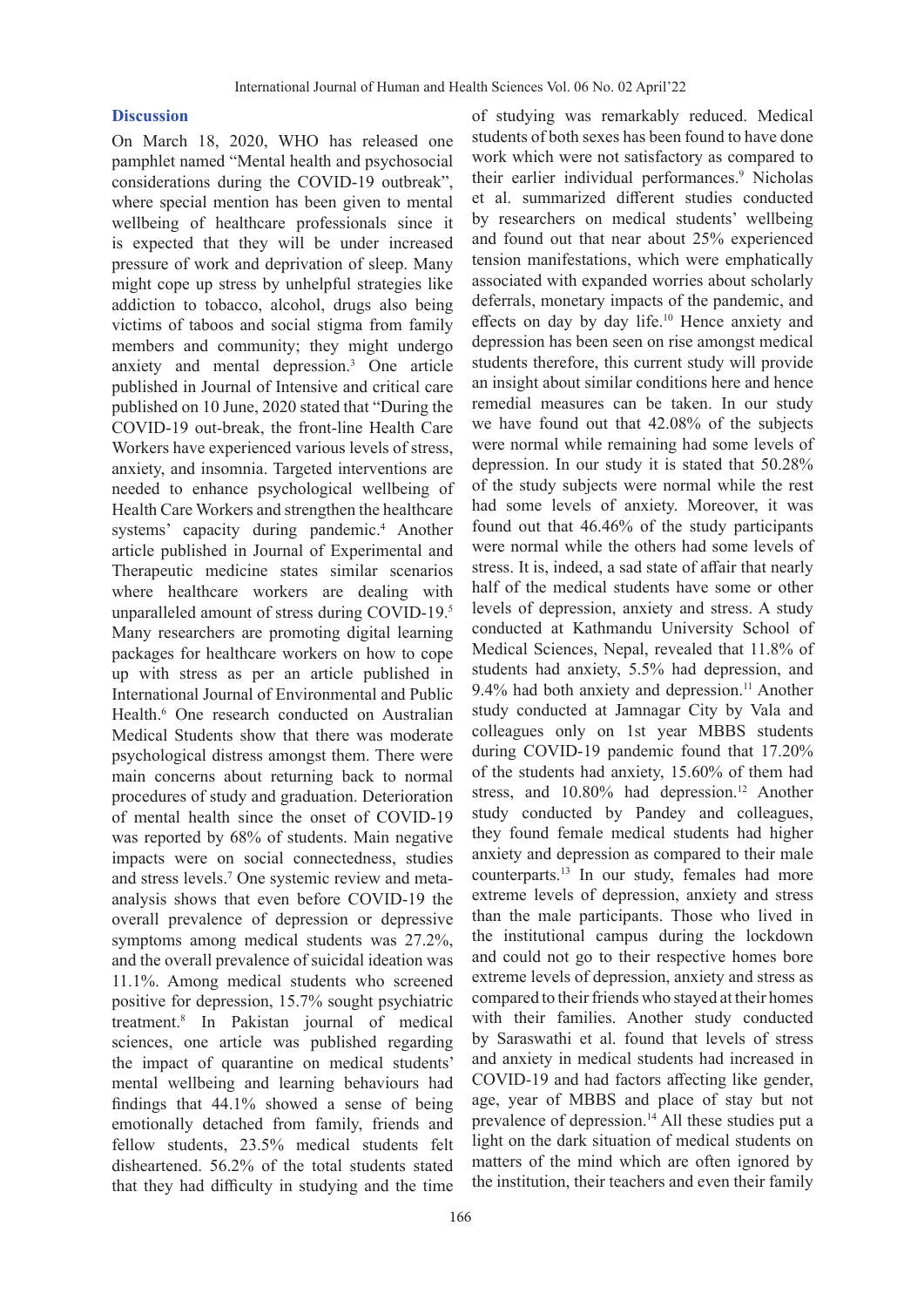## Discussion

On March 18, 2020, WHO has released one pamphlet named "Mental health and psychosocial considerations during the COVID-19 outbreak", where special mention has been given to mental wellbeing of healthcare professionals since it is expected that they will be under increased pressure of work and deprivation of sleep. Many might cope up stress by unhelpful strategies like addiction to tobacco, alcohol, drugs also being victims of taboos and social stigma from family members and community; they might undergo anxiety and mental depression.[3] One article published in Journal of Intensive and critical care published on 10 June, 2020 stated that "During the COVID-19 out-break, the front-line Health Care Workers have experienced various levels of stress, anxiety, and insomnia. Targeted interventions are needed to enhance psychological wellbeing of Health Care Workers and strengthen the healthcare systems' capacity during pandemic.[4] Another article published in Journal of Experimental and Therapeutic medicine states similar scenarios where healthcare workers are dealing with unparalleled amount of stress during COVID-19.[5] Many researchers are promoting digital learning packages for healthcare workers on how to cope up with stress as per an article published in International Journal of Environmental and Public Health.[6] One research conducted on Australian Medical Students show that there was moderate psychological distress amongst them. There were main concerns about returning back to normal procedures of study and graduation. Deterioration of mental health since the onset of COVID-19 was reported by 68% of students. Main negative impacts were on social connectedness, studies and stress levels.[7] One systemic review and meta-analysis shows that even before COVID-19 the overall prevalence of depression or depressive symptoms among medical students was 27.2%, and the overall prevalence of suicidal ideation was 11.1%. Among medical students who screened positive for depression, 15.7% sought psychiatric treatment.[8] In Pakistan journal of medical sciences, one article was published regarding the impact of quarantine on medical students' mental wellbeing and learning behaviours had findings that 44.1% showed a sense of being emotionally detached from family, friends and fellow students, 23.5% medical students felt disheartened. 56.2% of the total students stated that they had difficulty in studying and the time of studying was remarkably reduced. Medical students of both sexes has been found to have done work which were not satisfactory as compared to their earlier individual performances.[9] Nicholas et al. summarized different studies conducted by researchers on medical students' wellbeing and found out that near about 25% experienced tension manifestations, which were emphatically associated with expanded worries about scholarly deferrals, monetary impacts of the pandemic, and effects on day by day life.[10] Hence anxiety and depression has been seen on rise amongst medical students therefore, this current study will provide an insight about similar conditions here and hence remedial measures can be taken. In our study we have found out that 42.08% of the subjects were normal while remaining had some levels of depression. In our study it is stated that 50.28% of the study subjects were normal while the rest had some levels of anxiety. Moreover, it was found out that 46.46% of the study participants were normal while the others had some levels of stress. It is, indeed, a sad state of affair that nearly half of the medical students have some or other levels of depression, anxiety and stress. A study conducted at Kathmandu University School of Medical Sciences, Nepal, revealed that 11.8% of students had anxiety, 5.5% had depression, and 9.4% had both anxiety and depression.[11] Another study conducted at Jamnagar City by Vala and colleagues only on 1st year MBBS students during COVID-19 pandemic found that 17.20% of the students had anxiety, 15.60% of them had stress, and 10.80% had depression.[12] Another study conducted by Pandey and colleagues, they found female medical students had higher anxiety and depression as compared to their male counterparts.[13] In our study, females had more extreme levels of depression, anxiety and stress than the male participants. Those who lived in the institutional campus during the lockdown and could not go to their respective homes bore extreme levels of depression, anxiety and stress as compared to their friends who stayed at their homes with their families. Another study conducted by Saraswathi et al. found that levels of stress and anxiety in medical students had increased in COVID-19 and had factors affecting like gender, age, year of MBBS and place of stay but not prevalence of depression.[14] All these studies put a light on the dark situation of medical students on matters of the mind which are often ignored by the institution, their teachers and even their family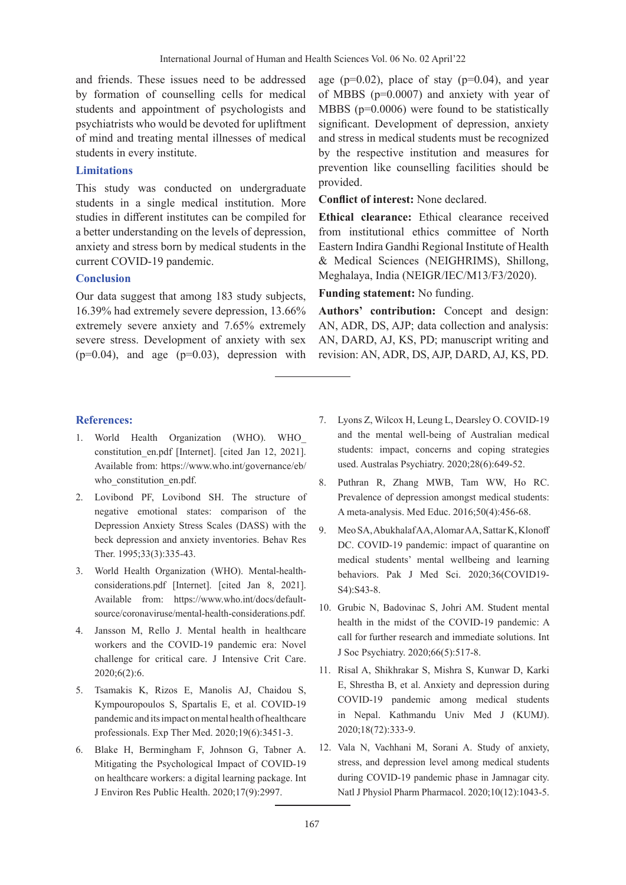and friends. These issues need to be addressed by formation of counselling cells for medical students and appointment of psychologists and psychiatrists who would be devoted for upliftment of mind and treating mental illnesses of medical students in every institute.

## Limitations

This study was conducted on undergraduate students in a single medical institution. More studies in different institutes can be compiled for a better understanding on the levels of depression, anxiety and stress born by medical students in the current COVID-19 pandemic.

## Conclusion

Our data suggest that among 183 study subjects, 16.39% had extremely severe depression, 13.66% extremely severe anxiety and 7.65% extremely severe stress. Development of anxiety with sex ($p=0.04$), and age ($p=0.03$), depression with age ($p=0.02$), place of stay ($p=0.04$), and year of MBBS ($p=0.0007$) and anxiety with year of MBBS ($p=0.0006$) were found to be statistically significant. Development of depression, anxiety and stress in medical students must be recognized by the respective institution and measures for prevention like counselling facilities should be provided.

**Conflict of interest:** None declared.

**Ethical clearance:** Ethical clearance received from institutional ethics committee of North Eastern Indira Gandhi Regional Institute of Health & Medical Sciences (NEIGHRIMS), Shillong, Meghalaya, India (NEIGR/IEC/M13/F3/2020).

**Funding statement:** No funding.

**Authors' contribution:** Concept and design: AN, ADR, DS, AJP; data collection and analysis: AN, DARD, AJ, KS, PD; manuscript writing and revision: AN, ADR, DS, AJP, DARD, AJ, KS, PD.

## References:

1. World Health Organization (WHO). WHO_constitution_en.pdf [Internet]. [cited Jan 12, 2021]. Available from: https://www.who.int/governance/eb/who_constitution_en.pdf.
2. Lovibond PF, Lovibond SH. The structure of negative emotional states: comparison of the Depression Anxiety Stress Scales (DASS) with the beck depression and anxiety inventories. Behav Res Ther. 1995;33(3):335-43.
3. World Health Organization (WHO). Mental-health-considerations.pdf [Internet]. [cited Jan 8, 2021]. Available from: https://www.who.int/docs/default-source/coronaviruse/mental-health-considerations.pdf.
4. Jansson M, Rello J. Mental health in healthcare workers and the COVID-19 pandemic era: Novel challenge for critical care. J Intensive Crit Care. 2020;6(2):6.
5. Tsamakis K, Rizos E, Manolis AJ, Chaidou S, Kympouropoulos S, Spartalis E, et al. COVID-19 pandemic and its impact on mental health of healthcare professionals. Exp Ther Med. 2020;19(6):3451-3.
6. Blake H, Bermingham F, Johnson G, Tabner A. Mitigating the Psychological Impact of COVID-19 on healthcare workers: a digital learning package. Int J Environ Res Public Health. 2020;17(9):2997.
7. Lyons Z, Wilcox H, Leung L, Dearsley O. COVID-19 and the mental well-being of Australian medical students: impact, concerns and coping strategies used. Australas Psychiatry. 2020;28(6):649-52.
8. Puthran R, Zhang MWB, Tam WW, Ho RC. Prevalence of depression amongst medical students: A meta-analysis. Med Educ. 2016;50(4):456-68.
9. Meo SA, Abukhalaf AA, Alomar AA, Sattar K, Klonoff DC. COVID-19 pandemic: impact of quarantine on medical students' mental wellbeing and learning behaviors. Pak J Med Sci. 2020;36(COVID19-S4):S43-8.
10. Grubic N, Badovinac S, Johri AM. Student mental health in the midst of the COVID-19 pandemic: A call for further research and immediate solutions. Int J Soc Psychiatry. 2020;66(5):517-8.
11. Risal A, Shikhrakar S, Mishra S, Kunwar D, Karki E, Shrestha B, et al. Anxiety and depression during COVID-19 pandemic among medical students in Nepal. Kathmandu Univ Med J (KUMJ). 2020;18(72):333-9.
12. Vala N, Vachhani M, Sorani A. Study of anxiety, stress, and depression level among medical students during COVID-19 pandemic phase in Jamnagar city. Natl J Physiol Pharm Pharmacol. 2020;10(12):1043-5.